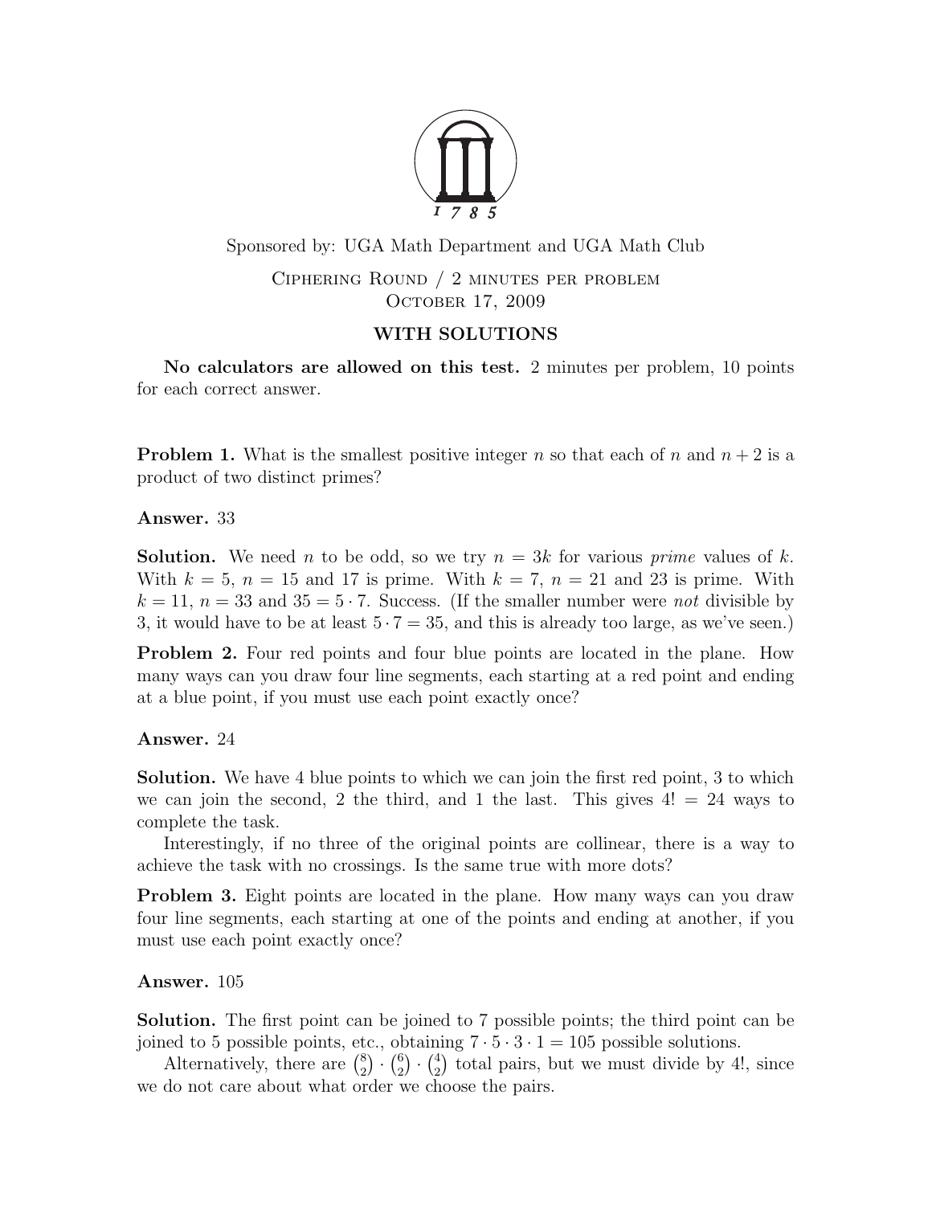Sponsored by: UGA Math Department and UGA Math Club

Ciphering Round / 2 minutes per problem
October 17, 2009

**WITH SOLUTIONS**

**No calculators are allowed on this test.** 2 minutes per problem, 10 points for each correct answer.

**Problem 1.** What is the smallest positive integer $n$ so that each of $n$ and $n+2$ is a product of two distinct primes?

**Answer.** 33

**Solution.** We need $n$ to be odd, so we try $n = 3k$ for various *prime* values of $k$. With $k = 5$, $n = 15$ and 17 is prime. With $k = 7$, $n = 21$ and 23 is prime. With $k = 11$, $n = 33$ and $35 = 5 \cdot 7$. Success. (If the smaller number were *not* divisible by 3, it would have to be at least $5 \cdot 7 = 35$, and this is already too large, as we've seen.)

**Problem 2.** Four red points and four blue points are located in the plane. How many ways can you draw four line segments, each starting at a red point and ending at a blue point, if you must use each point exactly once?

**Answer.** 24

**Solution.** We have 4 blue points to which we can join the first red point, 3 to which we can join the second, 2 the third, and 1 the last. This gives $4! = 24$ ways to complete the task.

Interestingly, if no three of the original points are collinear, there is a way to achieve the task with no crossings. Is the same true with more dots?

**Problem 3.** Eight points are located in the plane. How many ways can you draw four line segments, each starting at one of the points and ending at another, if you must use each point exactly once?

**Answer.** 105

**Solution.** The first point can be joined to 7 possible points; the third point can be joined to 5 possible points, etc., obtaining $7 \cdot 5 \cdot 3 \cdot 1 = 105$ possible solutions.

Alternatively, there are $\binom{8}{2} \cdot \binom{6}{2} \cdot \binom{4}{2}$ total pairs, but we must divide by $4!$, since we do not care about what order we choose the pairs.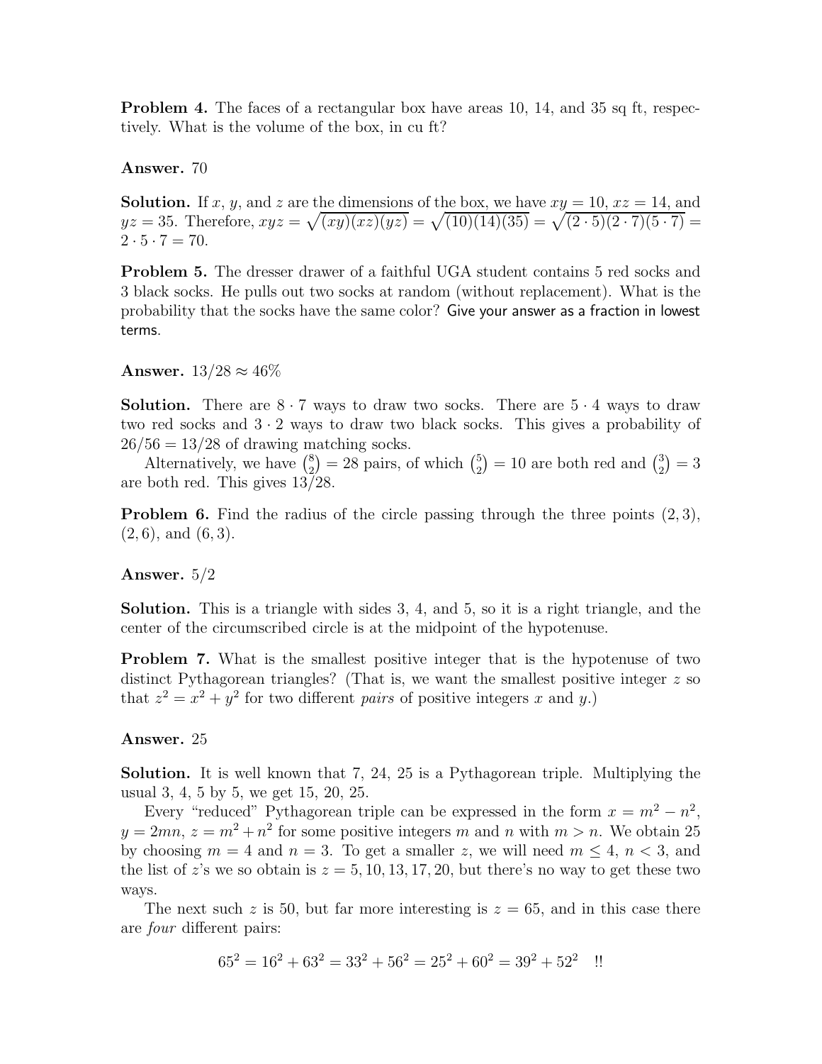**Problem 4.** The faces of a rectangular box have areas 10, 14, and 35 sq ft, respectively. What is the volume of the box, in cu ft?

**Answer.** 70

**Solution.** If $x$, $y$, and $z$ are the dimensions of the box, we have $xy = 10$, $xz = 14$, and $yz = 35$. Therefore, $xyz = \sqrt{(xy)(xz)(yz)} = \sqrt{(10)(14)(35)} = \sqrt{(2 \cdot 5)(2 \cdot 7)(5 \cdot 7)} = 2 \cdot 5 \cdot 7 = 70$.

**Problem 5.** The dresser drawer of a faithful UGA student contains 5 red socks and 3 black socks. He pulls out two socks at random (without replacement). What is the probability that the socks have the same color? Give your answer as a fraction in lowest terms.

**Answer.** $13/28 \approx 46\%$

**Solution.** There are $8 \cdot 7$ ways to draw two socks. There are $5 \cdot 4$ ways to draw two red socks and $3 \cdot 2$ ways to draw two black socks. This gives a probability of $26/56 = 13/28$ of drawing matching socks.

Alternatively, we have $\binom{8}{2} = 28$ pairs, of which $\binom{5}{2} = 10$ are both red and $\binom{3}{2} = 3$ are both red. This gives $13/28$.

**Problem 6.** Find the radius of the circle passing through the three points $(2, 3)$, $(2, 6)$, and $(6, 3)$.

**Answer.** $5/2$

**Solution.** This is a triangle with sides 3, 4, and 5, so it is a right triangle, and the center of the circumscribed circle is at the midpoint of the hypotenuse.

**Problem 7.** What is the smallest positive integer that is the hypotenuse of two distinct Pythagorean triangles? (That is, we want the smallest positive integer $z$ so that $z^2 = x^2 + y^2$ for two different *pairs* of positive integers $x$ and $y$.)

**Answer.** 25

**Solution.** It is well known that 7, 24, 25 is a Pythagorean triple. Multiplying the usual 3, 4, 5 by 5, we get 15, 20, 25.

Every "reduced" Pythagorean triple can be expressed in the form $x = m^2 - n^2$, $y = 2mn$, $z = m^2 + n^2$ for some positive integers $m$ and $n$ with $m > n$. We obtain 25 by choosing $m = 4$ and $n = 3$. To get a smaller $z$, we will need $m \leq 4$, $n < 3$, and the list of $z$'s we so obtain is $z = 5, 10, 13, 17, 20$, but there's no way to get these two ways.

The next such $z$ is 50, but far more interesting is $z = 65$, and in this case there are *four* different pairs:

$$65^2 = 16^2 + 63^2 = 33^2 + 56^2 = 25^2 + 60^2 = 39^2 + 52^2 \quad !!$$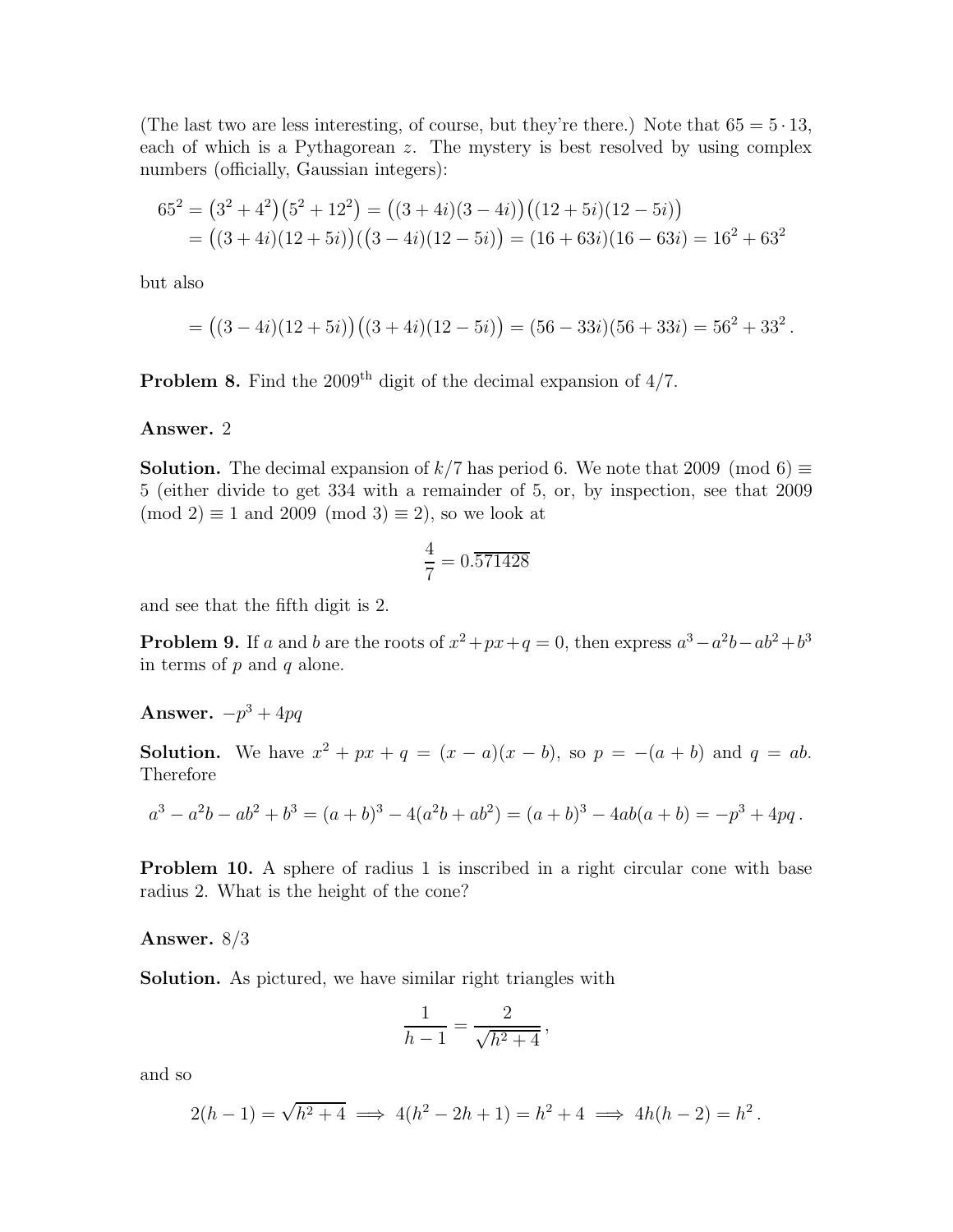(The last two are less interesting, of course, but they're there.) Note that $65 = 5 \cdot 13$, each of which is a Pythagorean $z$. The mystery is best resolved by using complex numbers (officially, Gaussian integers):

$$\begin{aligned} 65^2 &= \left(3^2+4^2\right)\left(5^2+12^2\right) = \big((3+4i)(3-4i)\big)\big((12+5i)(12-5i)\big) \\ &= \big((3+4i)(12+5i)\big)\big((3-4i)(12-5i)\big) = (16+63i)(16-63i) = 16^2+63^2 \end{aligned}$$

but also

$$= \big((3-4i)(12+5i)\big)\big((3+4i)(12-5i)\big) = (56-33i)(56+33i) = 56^2+33^2\,.$$

**Problem 8.** Find the $2009^{\text{th}}$ digit of the decimal expansion of $4/7$.

**Answer.** 2

**Solution.** The decimal expansion of $k/7$ has period 6. We note that $2009 \pmod 6 \equiv 5$ (either divide to get 334 with a remainder of 5, or, by inspection, see that $2009 \pmod 2 \equiv 1$ and $2009 \pmod 3 \equiv 2$), so we look at

$$\frac{4}{7} = 0.\overline{571428}$$

and see that the fifth digit is 2.

**Problem 9.** If $a$ and $b$ are the roots of $x^2+px+q=0$, then express $a^3-a^2b-ab^2+b^3$ in terms of $p$ and $q$ alone.

**Answer.** $-p^3+4pq$

**Solution.** We have $x^2+px+q = (x-a)(x-b)$, so $p = -(a+b)$ and $q = ab$. Therefore

$$a^3-a^2b-ab^2+b^3 = (a+b)^3 - 4(a^2b+ab^2) = (a+b)^3 - 4ab(a+b) = -p^3+4pq\,.$$

**Problem 10.** A sphere of radius 1 is inscribed in a right circular cone with base radius 2. What is the height of the cone?

**Answer.** $8/3$

**Solution.** As pictured, we have similar right triangles with

$$\frac{1}{h-1} = \frac{2}{\sqrt{h^2+4}}\,,$$

and so

$$2(h-1) = \sqrt{h^2+4} \implies 4(h^2-2h+1) = h^2+4 \implies 4h(h-2) = h^2\,.$$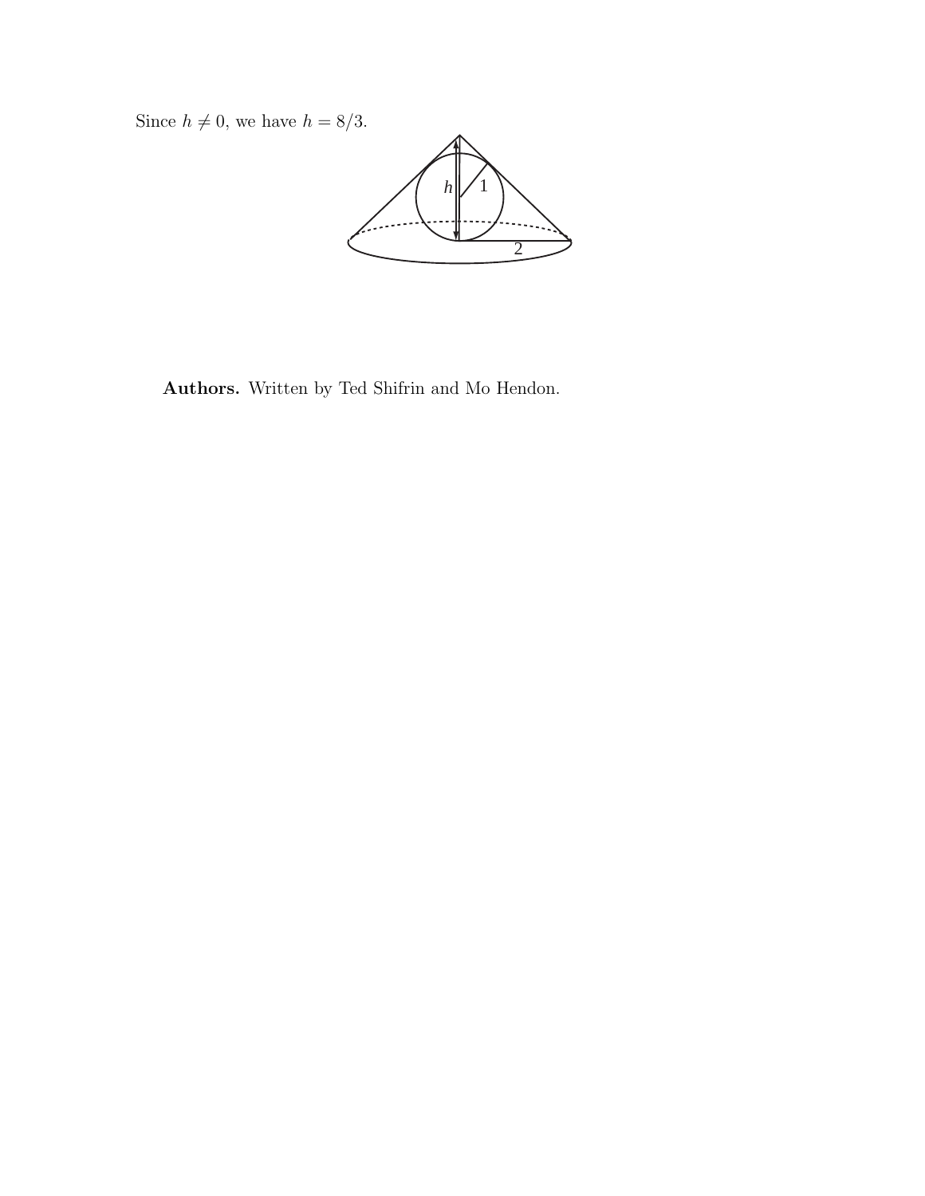Since $h \neq 0$, we have $h = 8/3$.

h

1

2

**Authors.** Written by Ted Shifrin and Mo Hendon.